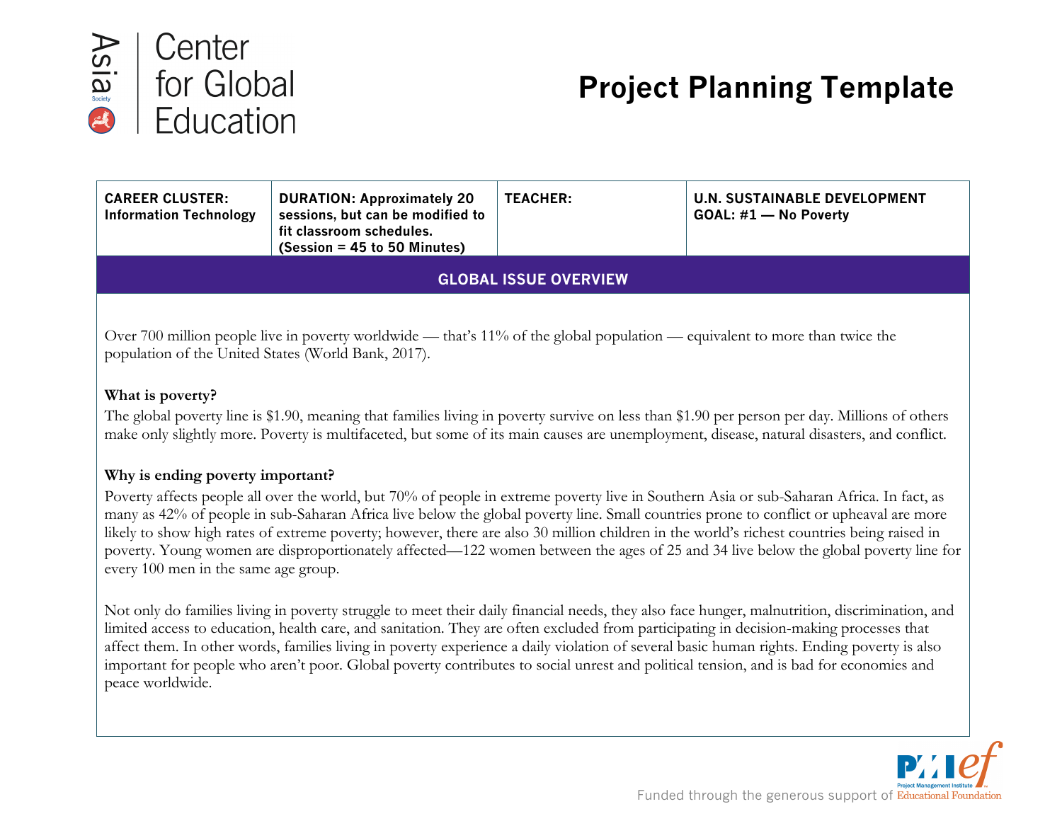# Project Planning Template

Asia Society Center for Global Education

| CAREER CLUSTER: Information Technology | DURATION: Approximately 20 sessions, but can be modified to fit classroom schedules. (Session = 45 to 50 Minutes) | TEACHER: | U.N. SUSTAINABLE DEVELOPMENT GOAL: #1 — No Poverty |
|---|---|---|---|

## GLOBAL ISSUE OVERVIEW

Over 700 million people live in poverty worldwide — that's 11% of the global population — equivalent to more than twice the population of the United States (World Bank, 2017).

**What is poverty?**

The global poverty line is $1.90, meaning that families living in poverty survive on less than $1.90 per person per day. Millions of others make only slightly more. Poverty is multifaceted, but some of its main causes are unemployment, disease, natural disasters, and conflict.

**Why is ending poverty important?**

Poverty affects people all over the world, but 70% of people in extreme poverty live in Southern Asia or sub-Saharan Africa. In fact, as many as 42% of people in sub-Saharan Africa live below the global poverty line. Small countries prone to conflict or upheaval are more likely to show high rates of extreme poverty; however, there are also 30 million children in the world's richest countries being raised in poverty. Young women are disproportionately affected—122 women between the ages of 25 and 34 live below the global poverty line for every 100 men in the same age group.

Not only do families living in poverty struggle to meet their daily financial needs, they also face hunger, malnutrition, discrimination, and limited access to education, health care, and sanitation. They are often excluded from participating in decision-making processes that affect them. In other words, families living in poverty experience a daily violation of several basic human rights. Ending poverty is also important for people who aren't poor. Global poverty contributes to social unrest and political tension, and is bad for economies and peace worldwide.

Funded through the generous support of Project Management Institute Educational Foundation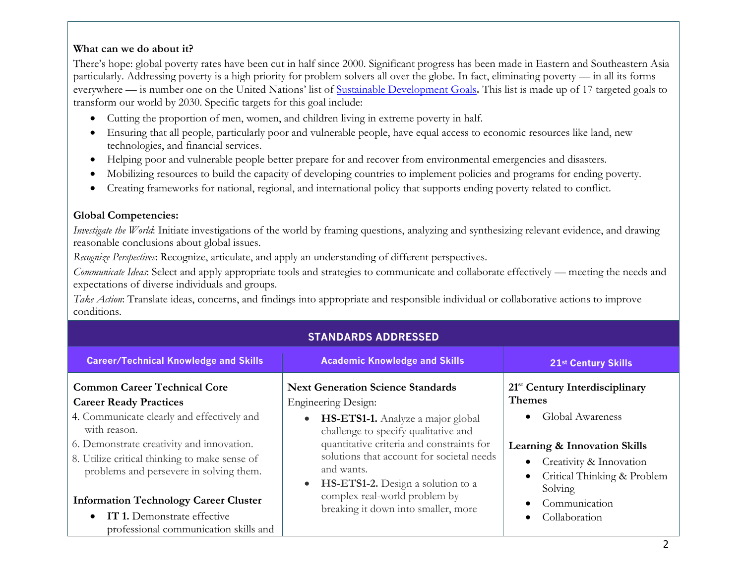**What can we do about it?**

There's hope: global poverty rates have been cut in half since 2000. Significant progress has been made in Eastern and Southeastern Asia particularly. Addressing poverty is a high priority for problem solvers all over the globe. In fact, eliminating poverty — in all its forms everywhere — is number one on the United Nations' list of [Sustainable Development Goals](). This list is made up of 17 targeted goals to transform our world by 2030. Specific targets for this goal include:

- Cutting the proportion of men, women, and children living in extreme poverty in half.
- Ensuring that all people, particularly poor and vulnerable people, have equal access to economic resources like land, new technologies, and financial services.
- Helping poor and vulnerable people better prepare for and recover from environmental emergencies and disasters.
- Mobilizing resources to build the capacity of developing countries to implement policies and programs for ending poverty.
- Creating frameworks for national, regional, and international policy that supports ending poverty related to conflict.

**Global Competencies:**

*Investigate the World*: Initiate investigations of the world by framing questions, analyzing and synthesizing relevant evidence, and drawing reasonable conclusions about global issues.

*Recognize Perspectives*: Recognize, articulate, and apply an understanding of different perspectives.

*Communicate Ideas*: Select and apply appropriate tools and strategies to communicate and collaborate effectively — meeting the needs and expectations of diverse individuals and groups.

*Take Action*: Translate ideas, concerns, and findings into appropriate and responsible individual or collaborative actions to improve conditions.

## STANDARDS ADDRESSED

| Career/Technical Knowledge and Skills | Academic Knowledge and Skills | 21st Century Skills |
|---|---|---|
| **Common Career Technical Core Career Ready Practices**<br>4. Communicate clearly and effectively and with reason.<br>6. Demonstrate creativity and innovation.<br>8. Utilize critical thinking to make sense of problems and persevere in solving them.<br><br>**Information Technology Career Cluster**<br>• **IT 1.** Demonstrate effective professional communication skills and | **Next Generation Science Standards**<br>Engineering Design:<br>• **HS-ETS1-1.** Analyze a major global challenge to specify qualitative and quantitative criteria and constraints for solutions that account for societal needs and wants.<br>• **HS-ETS1-2.** Design a solution to a complex real-world problem by breaking it down into smaller, more | **21st Century Interdisciplinary Themes**<br>• Global Awareness<br><br>**Learning & Innovation Skills**<br>• Creativity & Innovation<br>• Critical Thinking & Problem Solving<br>• Communication<br>• Collaboration |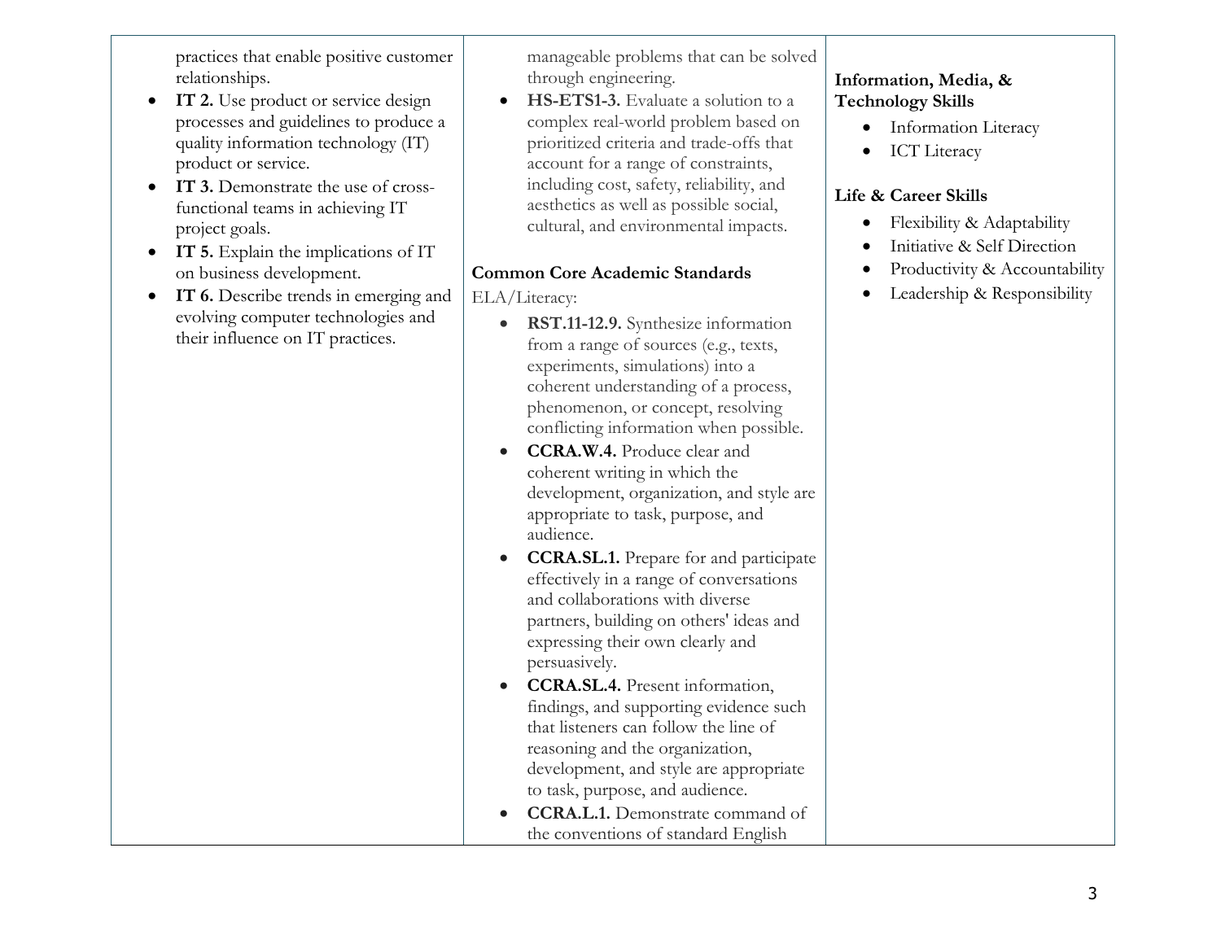| | | |
|---|---|---|
| practices that enable positive customer relationships.<br>• **IT 2.** Use product or service design processes and guidelines to produce a quality information technology (IT) product or service.<br>• **IT 3.** Demonstrate the use of cross-functional teams in achieving IT project goals.<br>• **IT 5.** Explain the implications of IT on business development.<br>• **IT 6.** Describe trends in emerging and evolving computer technologies and their influence on IT practices. | manageable problems that can be solved through engineering.<br>• **HS-ETS1-3.** Evaluate a solution to a complex real-world problem based on prioritized criteria and trade-offs that account for a range of constraints, including cost, safety, reliability, and aesthetics as well as possible social, cultural, and environmental impacts.<br><br>**Common Core Academic Standards**<br>ELA/Literacy:<br>• **RST.11-12.9.** Synthesize information from a range of sources (e.g., texts, experiments, simulations) into a coherent understanding of a process, phenomenon, or concept, resolving conflicting information when possible.<br>• **CCRA.W.4.** Produce clear and coherent writing in which the development, organization, and style are appropriate to task, purpose, and audience.<br>• **CCRA.SL.1.** Prepare for and participate effectively in a range of conversations and collaborations with diverse partners, building on others' ideas and expressing their own clearly and persuasively.<br>• **CCRA.SL.4.** Present information, findings, and supporting evidence such that listeners can follow the line of reasoning and the organization, development, and style are appropriate to task, purpose, and audience.<br>• **CCRA.L.1.** Demonstrate command of the conventions of standard English | **Information, Media, & Technology Skills**<br>• Information Literacy<br>• ICT Literacy<br><br>**Life & Career Skills**<br>• Flexibility & Adaptability<br>• Initiative & Self Direction<br>• Productivity & Accountability<br>• Leadership & Responsibility |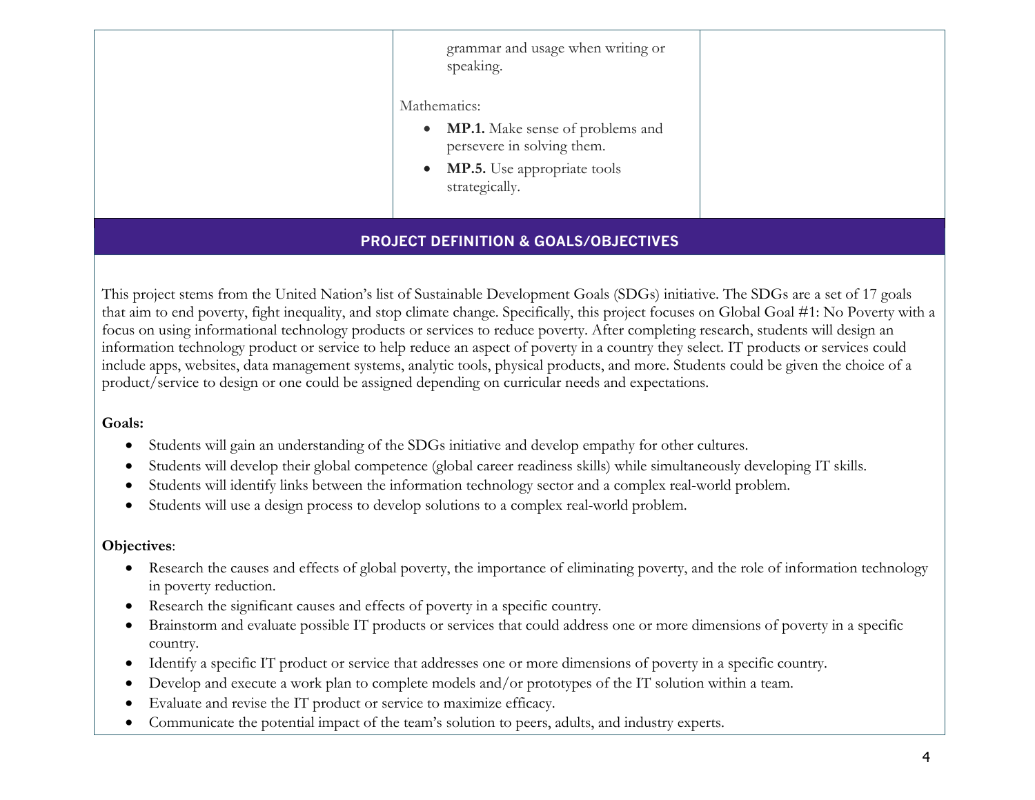| | | |
|---|---|---|
| | grammar and usage when writing or speaking.<br><br>Mathematics:<br>• **MP.1.** Make sense of problems and persevere in solving them.<br>• **MP.5.** Use appropriate tools strategically. | |

## PROJECT DEFINITION & GOALS/OBJECTIVES

This project stems from the United Nation's list of Sustainable Development Goals (SDGs) initiative. The SDGs are a set of 17 goals that aim to end poverty, fight inequality, and stop climate change. Specifically, this project focuses on Global Goal #1: No Poverty with a focus on using informational technology products or services to reduce poverty. After completing research, students will design an information technology product or service to help reduce an aspect of poverty in a country they select. IT products or services could include apps, websites, data management systems, analytic tools, physical products, and more. Students could be given the choice of a product/service to design or one could be assigned depending on curricular needs and expectations.

**Goals:**

- Students will gain an understanding of the SDGs initiative and develop empathy for other cultures.
- Students will develop their global competence (global career readiness skills) while simultaneously developing IT skills.
- Students will identify links between the information technology sector and a complex real-world problem.
- Students will use a design process to develop solutions to a complex real-world problem.

**Objectives**:

- Research the causes and effects of global poverty, the importance of eliminating poverty, and the role of information technology in poverty reduction.
- Research the significant causes and effects of poverty in a specific country.
- Brainstorm and evaluate possible IT products or services that could address one or more dimensions of poverty in a specific country.
- Identify a specific IT product or service that addresses one or more dimensions of poverty in a specific country.
- Develop and execute a work plan to complete models and/or prototypes of the IT solution within a team.
- Evaluate and revise the IT product or service to maximize efficacy.
- Communicate the potential impact of the team's solution to peers, adults, and industry experts.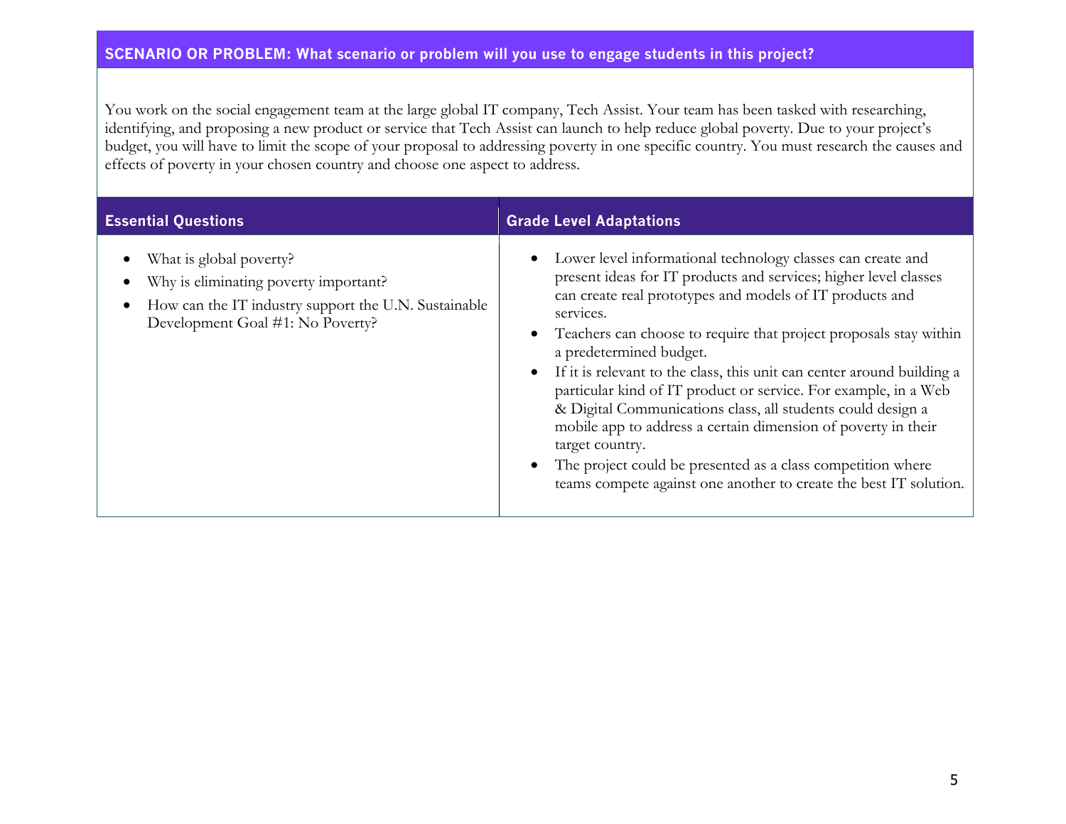## SCENARIO OR PROBLEM: What scenario or problem will you use to engage students in this project?

You work on the social engagement team at the large global IT company, Tech Assist. Your team has been tasked with researching, identifying, and proposing a new product or service that Tech Assist can launch to help reduce global poverty. Due to your project's budget, you will have to limit the scope of your proposal to addressing poverty in one specific country. You must research the causes and effects of poverty in your chosen country and choose one aspect to address.

| Essential Questions | Grade Level Adaptations |
| --- | --- |
| • What is global poverty?<br>• Why is eliminating poverty important?<br>• How can the IT industry support the U.N. Sustainable Development Goal #1: No Poverty? | • Lower level informational technology classes can create and present ideas for IT products and services; higher level classes can create real prototypes and models of IT products and services.<br>• Teachers can choose to require that project proposals stay within a predetermined budget.<br>• If it is relevant to the class, this unit can center around building a particular kind of IT product or service. For example, in a Web & Digital Communications class, all students could design a mobile app to address a certain dimension of poverty in their target country.<br>• The project could be presented as a class competition where teams compete against one another to create the best IT solution. |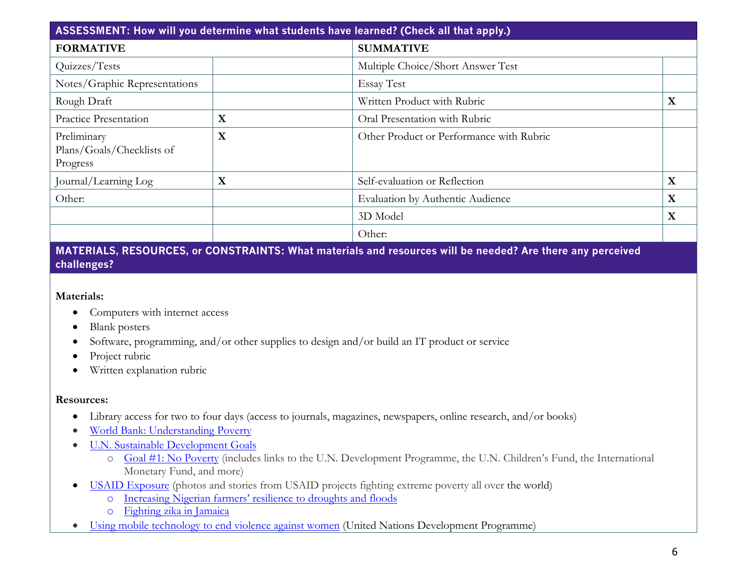| ASSESSMENT: How will you determine what students have learned? (Check all that apply.) | | | |
|---|---|---|---|
| **FORMATIVE** | | **SUMMATIVE** | |
| Quizzes/Tests | | Multiple Choice/Short Answer Test | |
| Notes/Graphic Representations | | Essay Test | |
| Rough Draft | | Written Product with Rubric | X |
| Practice Presentation | X | Oral Presentation with Rubric | |
| Preliminary Plans/Goals/Checklists of Progress | X | Other Product or Performance with Rubric | |
| Journal/Learning Log | X | Self-evaluation or Reflection | X |
| Other: | | Evaluation by Authentic Audience | X |
| | | 3D Model | X |
| | | Other: | |

**MATERIALS, RESOURCES, or CONSTRAINTS: What materials and resources will be needed? Are there any perceived challenges?**

**Materials:**

- Computers with internet access
- Blank posters
- Software, programming, and/or other supplies to design and/or build an IT product or service
- Project rubric
- Written explanation rubric

**Resources:**

- Library access for two to four days (access to journals, magazines, newspapers, online research, and/or books)
- World Bank: Understanding Poverty
- U.N. Sustainable Development Goals
  - Goal #1: No Poverty (includes links to the U.N. Development Programme, the U.N. Children's Fund, the International Monetary Fund, and more)
- USAID Exposure (photos and stories from USAID projects fighting extreme poverty all over the world)
  - Increasing Nigerian farmers' resilience to droughts and floods
  - Fighting zika in Jamaica
- Using mobile technology to end violence against women (United Nations Development Programme)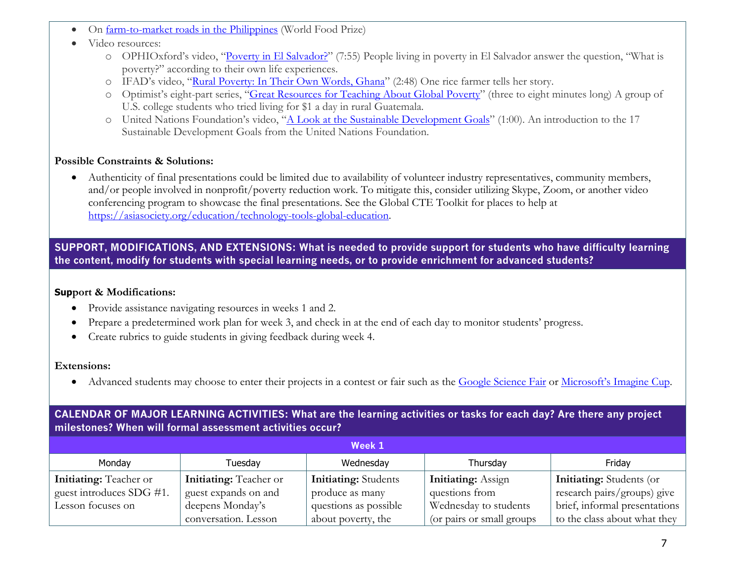- On [farm-to-market roads in the Philippines](#) (World Food Prize)
- Video resources:
  - OPHIOxford's video, "[Poverty in El Salvador?](#)" (7:55) People living in poverty in El Salvador answer the question, "What is poverty?" according to their own life experiences.
  - IFAD's video, "[Rural Poverty: In Their Own Words, Ghana](#)" (2:48) One rice farmer tells her story.
  - Optimist's eight-part series, "[Great Resources for Teaching About Global Poverty](#)" (three to eight minutes long) A group of U.S. college students who tried living for $1 a day in rural Guatemala.
  - United Nations Foundation's video, "[A Look at the Sustainable Development Goals](#)" (1:00). An introduction to the 17 Sustainable Development Goals from the United Nations Foundation.

**Possible Constraints & Solutions:**

- Authenticity of final presentations could be limited due to availability of volunteer industry representatives, community members, and/or people involved in nonprofit/poverty reduction work. To mitigate this, consider utilizing Skype, Zoom, or another video conferencing program to showcase the final presentations. See the Global CTE Toolkit for places to help at https://asiasociety.org/education/technology-tools-global-education.

## SUPPORT, MODIFICATIONS, AND EXTENSIONS: What is needed to provide support for students who have difficulty learning the content, modify for students with special learning needs, or to provide enrichment for advanced students?

**Support & Modifications:**

- Provide assistance navigating resources in weeks 1 and 2.
- Prepare a predetermined work plan for week 3, and check in at the end of each day to monitor students' progress.
- Create rubrics to guide students in giving feedback during week 4.

**Extensions:**

- Advanced students may choose to enter their projects in a contest or fair such as the [Google Science Fair](#) or [Microsoft's Imagine Cup](#).

## CALENDAR OF MAJOR LEARNING ACTIVITIES: What are the learning activities or tasks for each day? Are there any project milestones? When will formal assessment activities occur?

| Week 1 | | | | |
|---|---|---|---|---|
| Monday | Tuesday | Wednesday | Thursday | Friday |
| **Initiating:** Teacher or guest introduces SDG #1. Lesson focuses on | **Initiating:** Teacher or guest expands on and deepens Monday's conversation. Lesson | **Initiating:** Students produce as many questions as possible about poverty, the | **Initiating:** Assign questions from Wednesday to students (or pairs or small groups | **Initiating:** Students (or research pairs/groups) give brief, informal presentations to the class about what they |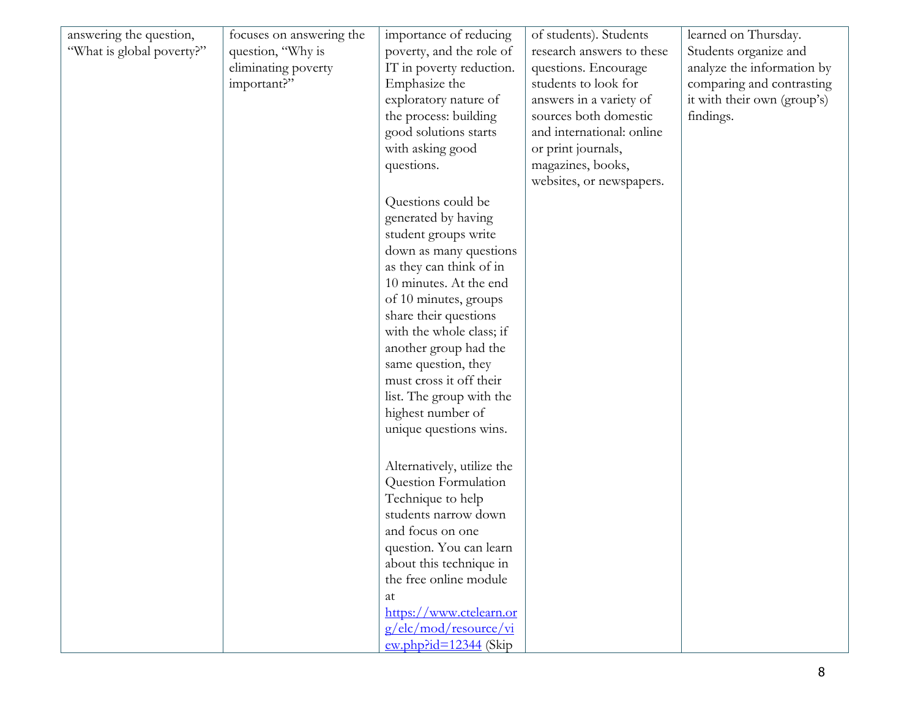| | | | | |
|---|---|---|---|---|
| answering the question, "What is global poverty?" | focuses on answering the question, "Why is eliminating poverty important?" | importance of reducing poverty, and the role of IT in poverty reduction. Emphasize the exploratory nature of the process: building good solutions starts with asking good questions.<br><br>Questions could be generated by having student groups write down as many questions as they can think of in 10 minutes. At the end of 10 minutes, groups share their questions with the whole class; if another group had the same question, they must cross it off their list. The group with the highest number of unique questions wins.<br><br>Alternatively, utilize the Question Formulation Technique to help students narrow down and focus on one question. You can learn about this technique in the free online module at [https://www.ctelearn.org/elc/mod/resource/view.php?id=12344](https://www.ctelearn.org/elc/mod/resource/view.php?id=12344) (Skip | of students). Students research answers to these questions. Encourage students to look for answers in a variety of sources both domestic and international: online or print journals, magazines, books, websites, or newspapers. | learned on Thursday. Students organize and analyze the information by comparing and contrasting it with their own (group's) findings. |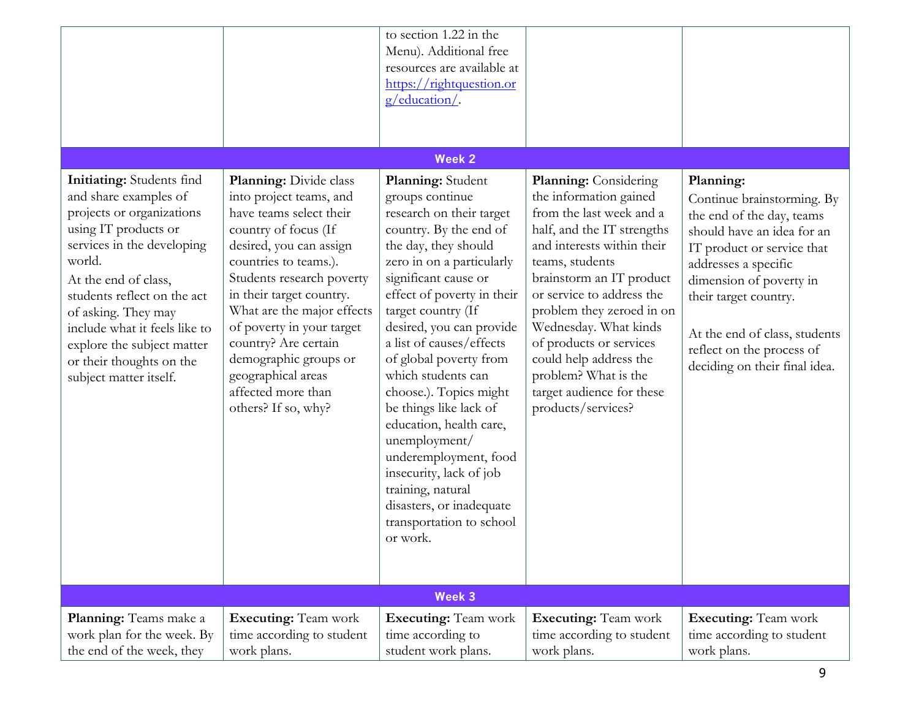| | | | | |
|---|---|---|---|---|
| | | to section 1.22 in the Menu). Additional free resources are available at [https://rightquestion.org/education/](https://rightquestion.org/education/). | | |
| **Week 2** | | | | |
| **Initiating:** Students find and share examples of projects or organizations using IT products or services in the developing world.<br>At the end of class, students reflect on the act of asking. They may include what it feels like to explore the subject matter or their thoughts on the subject matter itself. | **Planning:** Divide class into project teams, and have teams select their country of focus (If desired, you can assign countries to teams.). Students research poverty in their target country. What are the major effects of poverty in your target country? Are certain demographic groups or geographical areas affected more than others? If so, why? | **Planning:** Student groups continue research on their target country. By the end of the day, they should zero in on a particularly significant cause or effect of poverty in their target country (If desired, you can provide a list of causes/effects of global poverty from which students can choose.). Topics might be things like lack of education, health care, unemployment/ underemployment, food insecurity, lack of job training, natural disasters, or inadequate transportation to school or work. | **Planning:** Considering the information gained from the last week and a half, and the IT strengths and interests within their teams, students brainstorm an IT product or service to address the problem they zeroed in on Wednesday. What kinds of products or services could help address the problem? What is the target audience for these products/services? | **Planning:**<br>Continue brainstorming. By the end of the day, teams should have an idea for an IT product or service that addresses a specific dimension of poverty in their target country.<br><br>At the end of class, students reflect on the process of deciding on their final idea. |
| **Week 3** | | | | |
| **Planning:** Teams make a work plan for the week. By the end of the week, they | **Executing:** Team work time according to student work plans. | **Executing:** Team work time according to student work plans. | **Executing:** Team work time according to student work plans. | **Executing:** Team work time according to student work plans. |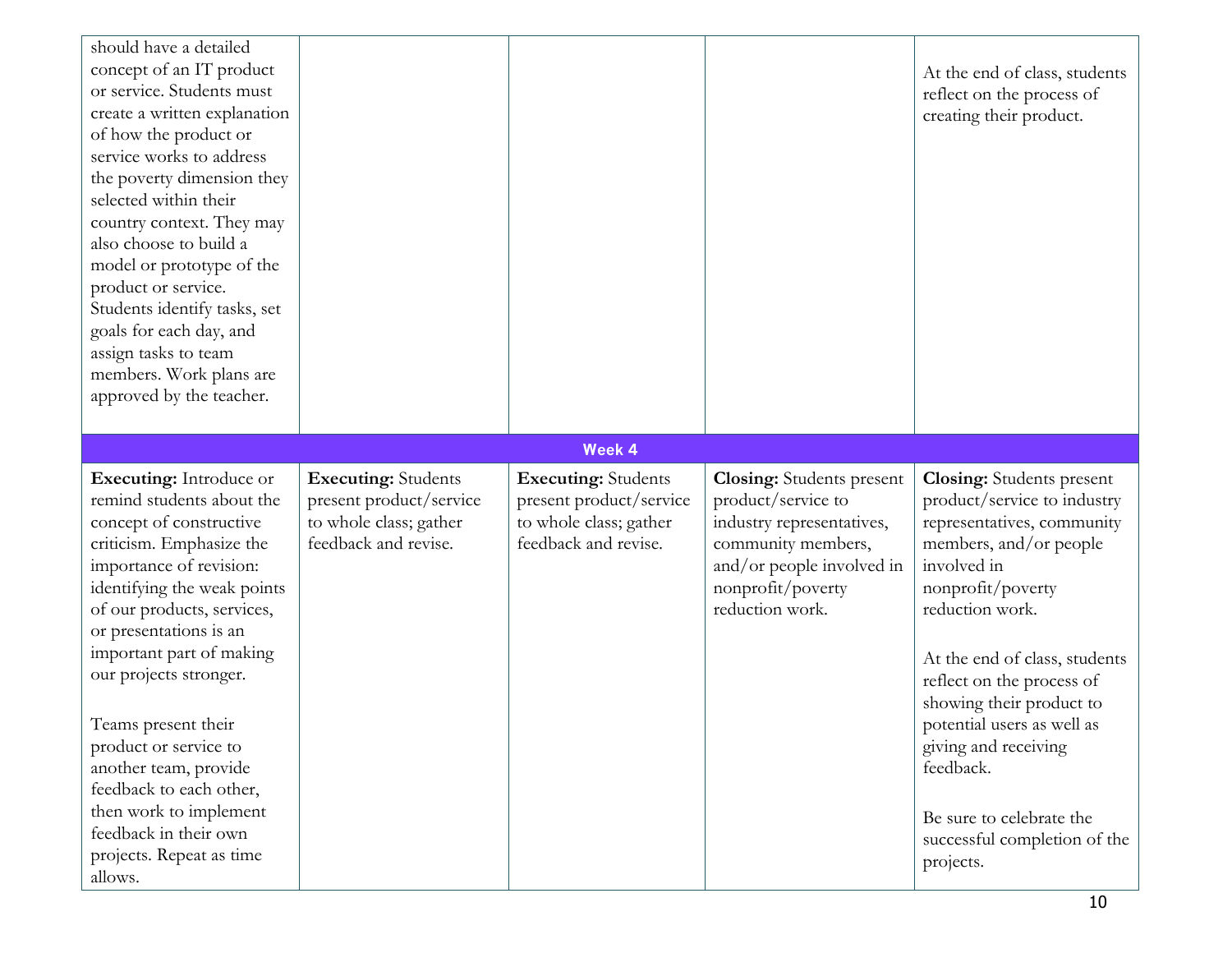| | | | | |
|---|---|---|---|---|
| should have a detailed concept of an IT product or service. Students must create a written explanation of how the product or service works to address the poverty dimension they selected within their country context. They may also choose to build a model or prototype of the product or service. Students identify tasks, set goals for each day, and assign tasks to team members. Work plans are approved by the teacher. | | | | At the end of class, students reflect on the process of creating their product. |
| **Week 4** | | | | |
| **Executing:** Introduce or remind students about the concept of constructive criticism. Emphasize the importance of revision: identifying the weak points of our products, services, or presentations is an important part of making our projects stronger.<br><br>Teams present their product or service to another team, provide feedback to each other, then work to implement feedback in their own projects. Repeat as time allows. | **Executing:** Students present product/service to whole class; gather feedback and revise. | **Executing:** Students present product/service to whole class; gather feedback and revise. | **Closing:** Students present product/service to industry representatives, community members, and/or people involved in nonprofit/poverty reduction work. | **Closing:** Students present product/service to industry representatives, community members, and/or people involved in nonprofit/poverty reduction work.<br><br>At the end of class, students reflect on the process of showing their product to potential users as well as giving and receiving feedback.<br><br>Be sure to celebrate the successful completion of the projects. |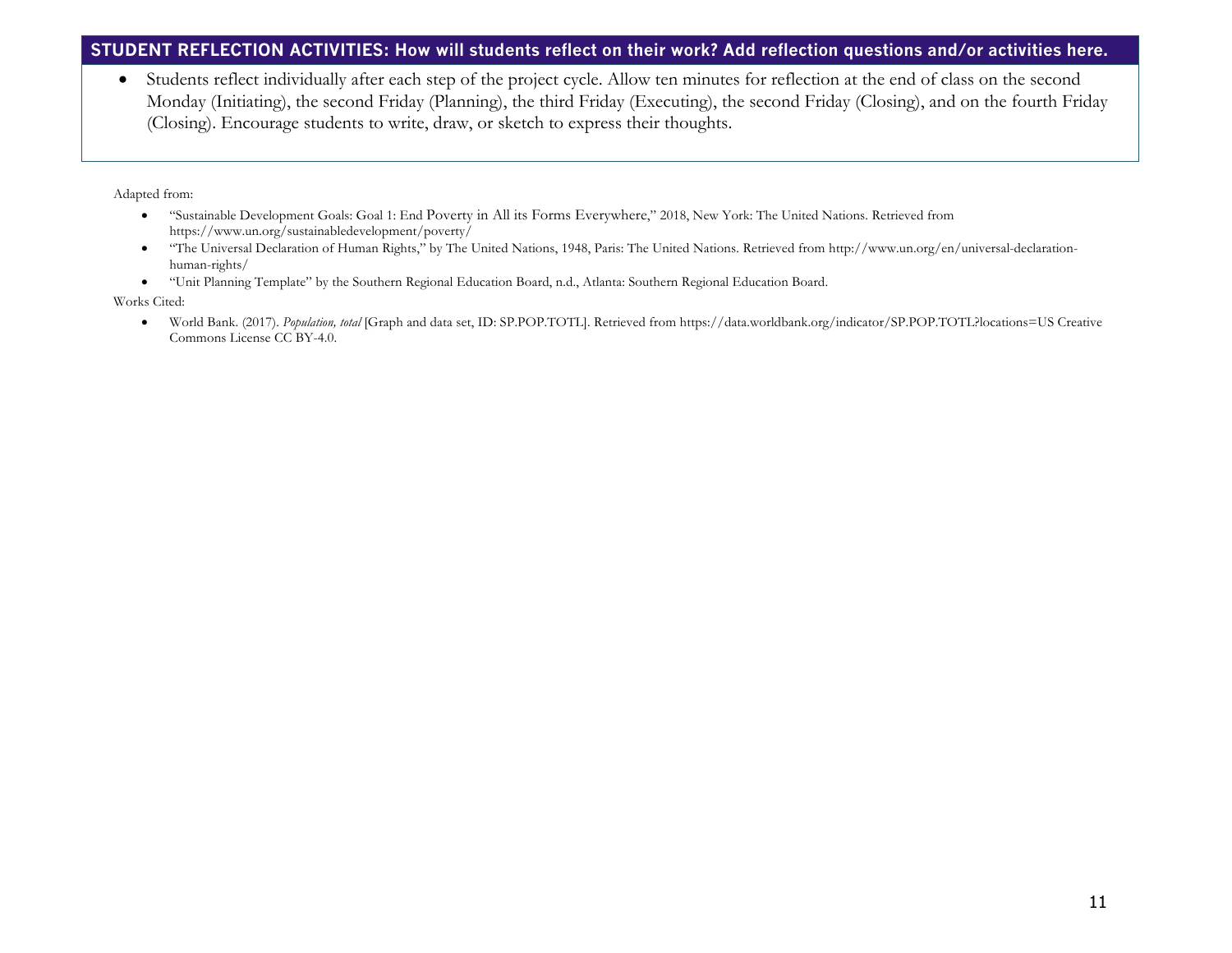**STUDENT REFLECTION ACTIVITIES: How will students reflect on their work? Add reflection questions and/or activities here.**

- Students reflect individually after each step of the project cycle. Allow ten minutes for reflection at the end of class on the second Monday (Initiating), the second Friday (Planning), the third Friday (Executing), the second Friday (Closing), and on the fourth Friday (Closing). Encourage students to write, draw, or sketch to express their thoughts.

Adapted from:

- "Sustainable Development Goals: Goal 1: End Poverty in All its Forms Everywhere," 2018, New York: The United Nations. Retrieved from https://www.un.org/sustainabledevelopment/poverty/
- "The Universal Declaration of Human Rights," by The United Nations, 1948, Paris: The United Nations. Retrieved from http://www.un.org/en/universal-declaration-human-rights/
- "Unit Planning Template" by the Southern Regional Education Board, n.d., Atlanta: Southern Regional Education Board.

Works Cited:

- World Bank. (2017). *Population, total* [Graph and data set, ID: SP.POP.TOTL]. Retrieved from https://data.worldbank.org/indicator/SP.POP.TOTL?locations=US Creative Commons License CC BY-4.0.